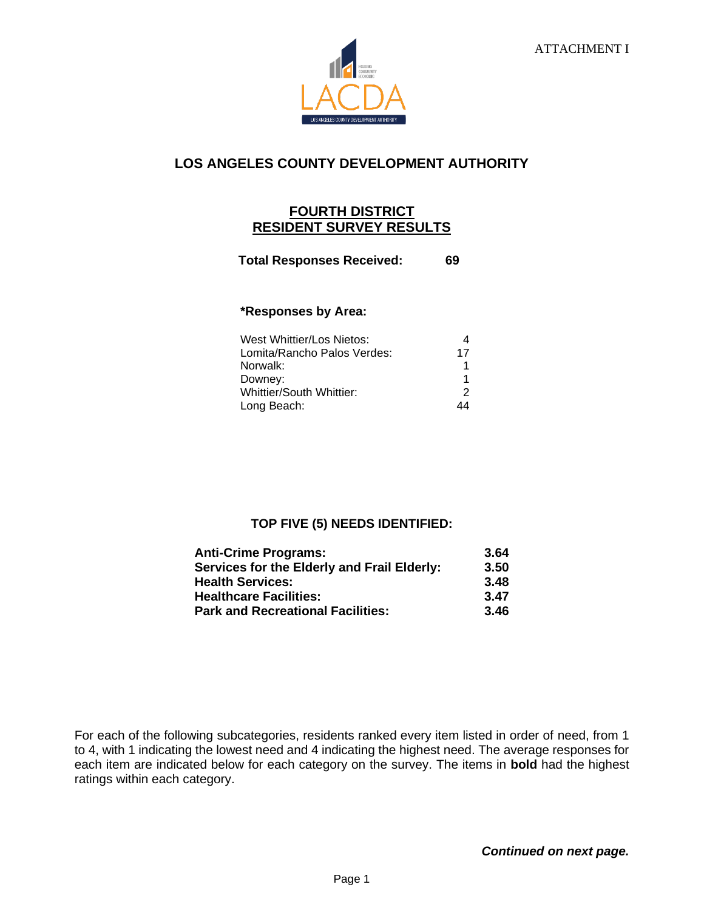ATTACHMENT I

# LOS ANGELES COUNTY DEVELOPMENT AUTHORITY

## FOURTH DISTRICT RESIDENT SURVEY RESULTS

**Total Responses Received: 69**

### *Responses by Area:

| Area | Responses |
| --- | --- |
| West Whittier/Los Nietos: | 4 |
| Lomita/Rancho Palos Verdes: | 17 |
| Norwalk: | 1 |
| Downey: | 1 |
| Whittier/South Whittier: | 2 |
| Long Beach: | 44 |

### TOP FIVE (5) NEEDS IDENTIFIED:

| Need | Rating |
| --- | --- |
| **Anti-Crime Programs:** | **3.64** |
| **Services for the Elderly and Frail Elderly:** | **3.50** |
| **Health Services:** | **3.48** |
| **Healthcare Facilities:** | **3.47** |
| **Park and Recreational Facilities:** | **3.46** |

For each of the following subcategories, residents ranked every item listed in order of need, from 1 to 4, with 1 indicating the lowest need and 4 indicating the highest need. The average responses for each item are indicated below for each category on the survey. The items in **bold** had the highest ratings within each category.

***Continued on next page.***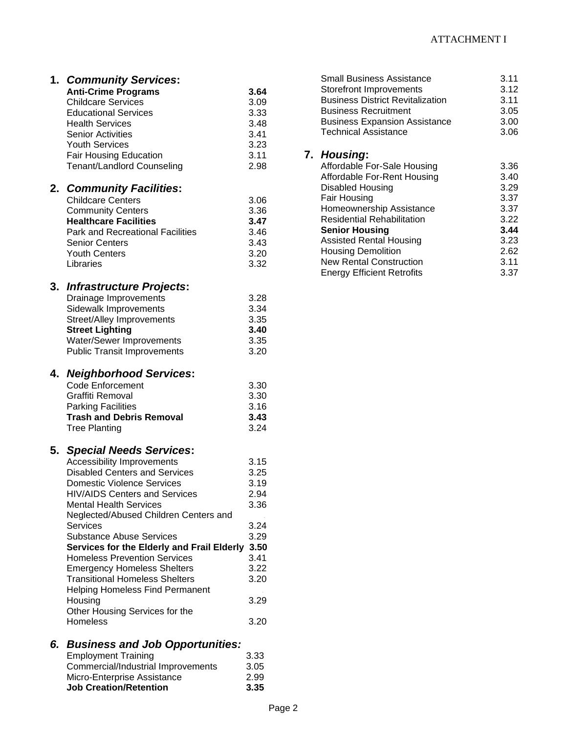ATTACHMENT I

## 1. *Community Services*:

| | |
|---|---|
| **Anti-Crime Programs** | **3.64** |
| Childcare Services | 3.09 |
| Educational Services | 3.33 |
| Health Services | 3.48 |
| Senior Activities | 3.41 |
| Youth Services | 3.23 |
| Fair Housing Education | 3.11 |
| Tenant/Landlord Counseling | 2.98 |

## 2. *Community Facilities*:

| | |
|---|---|
| Childcare Centers | 3.06 |
| Community Centers | 3.36 |
| **Healthcare Facilities** | **3.47** |
| Park and Recreational Facilities | 3.46 |
| Senior Centers | 3.43 |
| Youth Centers | 3.20 |
| Libraries | 3.32 |

## 3. *Infrastructure Projects*:

| | |
|---|---|
| Drainage Improvements | 3.28 |
| Sidewalk Improvements | 3.34 |
| Street/Alley Improvements | 3.35 |
| **Street Lighting** | **3.40** |
| Water/Sewer Improvements | 3.35 |
| Public Transit Improvements | 3.20 |

## 4. *Neighborhood Services*:

| | |
|---|---|
| Code Enforcement | 3.30 |
| Graffiti Removal | 3.30 |
| Parking Facilities | 3.16 |
| **Trash and Debris Removal** | **3.43** |
| Tree Planting | 3.24 |

## 5. *Special Needs Services*:

| | |
|---|---|
| Accessibility Improvements | 3.15 |
| Disabled Centers and Services | 3.25 |
| Domestic Violence Services | 3.19 |
| HIV/AIDS Centers and Services | 2.94 |
| Mental Health Services | 3.36 |
| Neglected/Abused Children Centers and Services | 3.24 |
| Substance Abuse Services | 3.29 |
| **Services for the Elderly and Frail Elderly** | **3.50** |
| Homeless Prevention Services | 3.41 |
| Emergency Homeless Shelters | 3.22 |
| Transitional Homeless Shelters | 3.20 |
| Helping Homeless Find Permanent Housing | 3.29 |
| Other Housing Services for the Homeless | 3.20 |

## 6. *Business and Job Opportunities:*

| | |
|---|---|
| Employment Training | 3.33 |
| Commercial/Industrial Improvements | 3.05 |
| Micro-Enterprise Assistance | 2.99 |
| **Job Creation/Retention** | **3.35** |
| Small Business Assistance | 3.11 |
| Storefront Improvements | 3.12 |
| Business District Revitalization | 3.11 |
| Business Recruitment | 3.05 |
| Business Expansion Assistance | 3.00 |
| Technical Assistance | 3.06 |

## 7. *Housing*:

| | |
|---|---|
| Affordable For-Sale Housing | 3.36 |
| Affordable For-Rent Housing | 3.40 |
| Disabled Housing | 3.29 |
| Fair Housing | 3.37 |
| Homeownership Assistance | 3.37 |
| Residential Rehabilitation | 3.22 |
| **Senior Housing** | **3.44** |
| Assisted Rental Housing | 3.23 |
| Housing Demolition | 2.62 |
| New Rental Construction | 3.11 |
| Energy Efficient Retrofits | 3.37 |